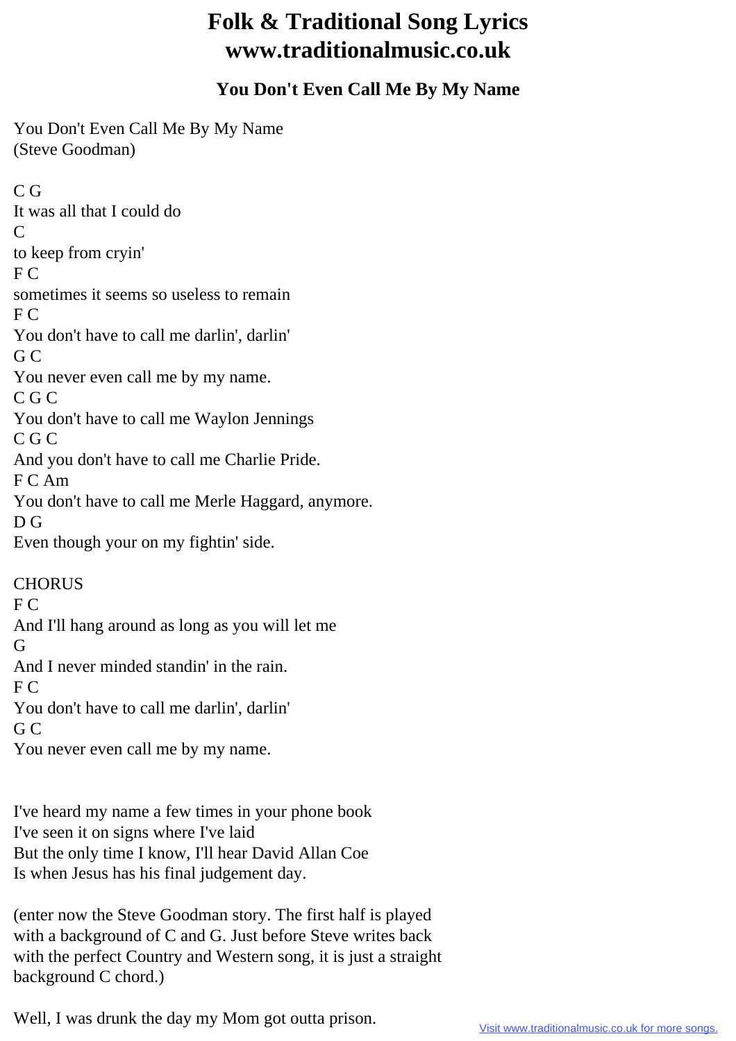# Folk & Traditional Song Lyrics
# www.traditionalmusic.co.uk

### You Don't Even Call Me By My Name

You Don't Even Call Me By My Name
(Steve Goodman)

C G
It was all that I could do
C
to keep from cryin'
F C
sometimes it seems so useless to remain
F C
You don't have to call me darlin', darlin'
G C
You never even call me by my name.
C G C
You don't have to call me Waylon Jennings
C G C
And you don't have to call me Charlie Pride.
F C Am
You don't have to call me Merle Haggard, anymore.
D G
Even though your on my fightin' side.

CHORUS
F C
And I'll hang around as long as you will let me
G
And I never minded standin' in the rain.
F C
You don't have to call me darlin', darlin'
G C
You never even call me by my name.

I've heard my name a few times in your phone book
I've seen it on signs where I've laid
But the only time I know, I'll hear David Allan Coe
Is when Jesus has his final judgement day.

(enter now the Steve Goodman story. The first half is played with a background of C and G. Just before Steve writes back with the perfect Country and Western song, it is just a straight background C chord.)

Well, I was drunk the day my Mom got outta prison.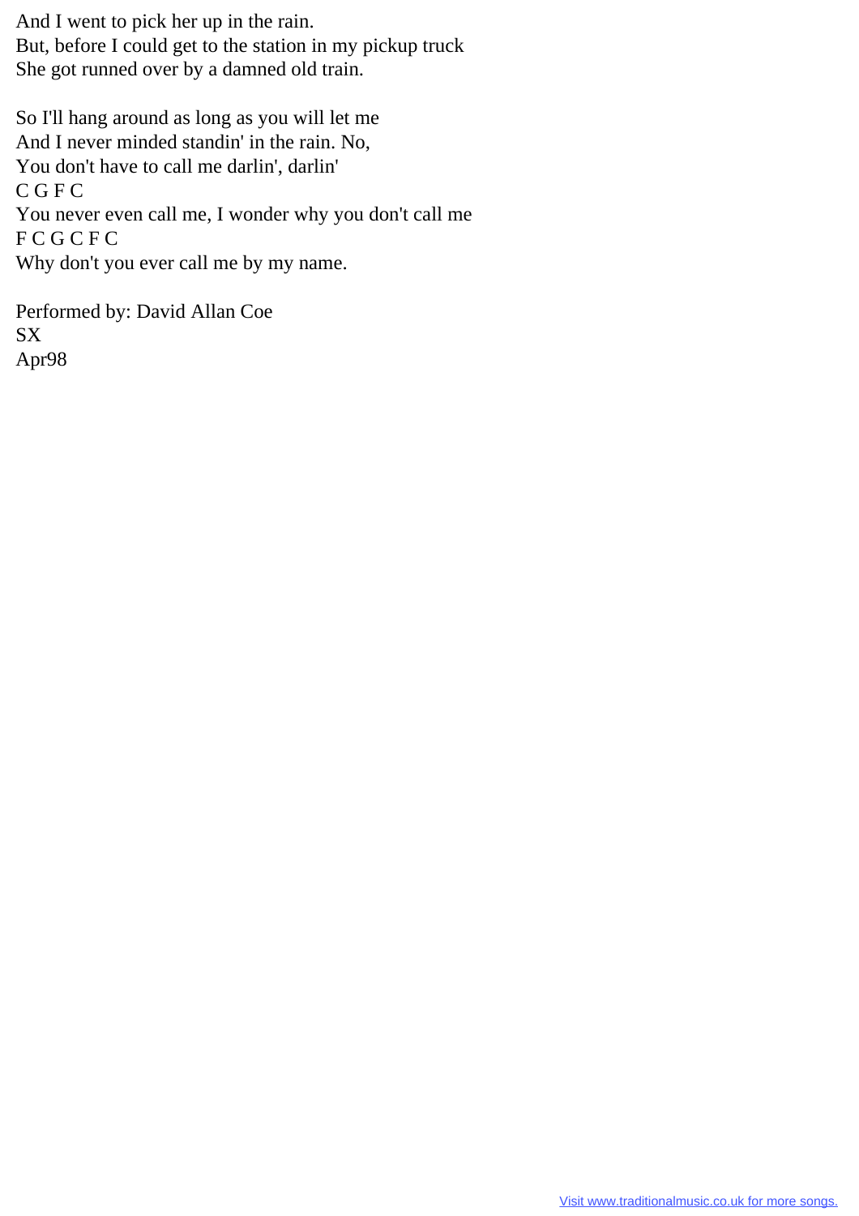And I went to pick her up in the rain.
But, before I could get to the station in my pickup truck
She got runned over by a damned old train.

So I'll hang around as long as you will let me
And I never minded standin' in the rain. No,
You don't have to call me darlin', darlin'
C G F C
You never even call me, I wonder why you don't call me
F C G C F C
Why don't you ever call me by my name.

Performed by: David Allan Coe
SX
Apr98